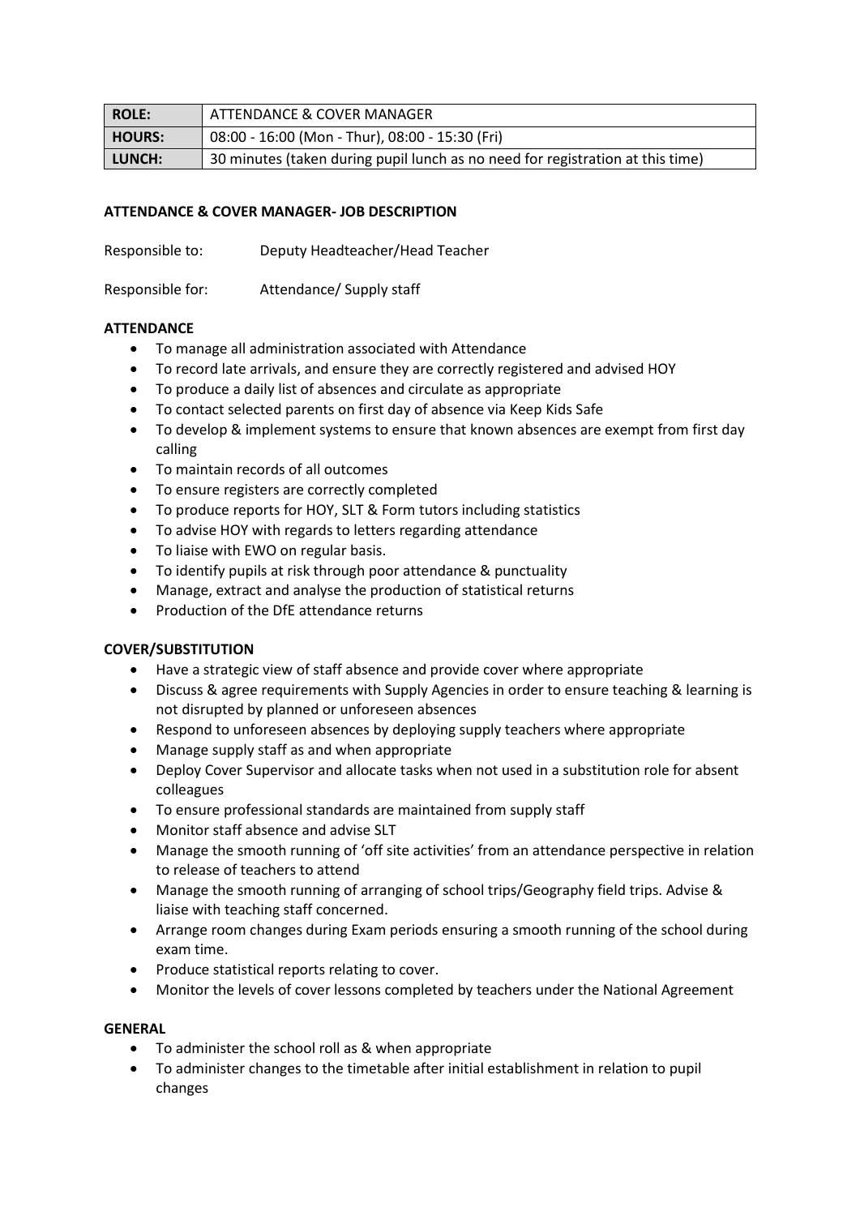| ROLE: | ATTENDANCE & COVER MANAGER |
| --- | --- |
| HOURS: | 08:00 - 16:00 (Mon - Thur), 08:00 - 15:30 (Fri) |
| LUNCH: | 30 minutes (taken during pupil lunch as no need for registration at this time) |

**ATTENDANCE & COVER MANAGER- JOB DESCRIPTION**

Responsible to: Deputy Headteacher/Head Teacher

Responsible for: Attendance/ Supply staff

**ATTENDANCE**

- To manage all administration associated with Attendance
- To record late arrivals, and ensure they are correctly registered and advised HOY
- To produce a daily list of absences and circulate as appropriate
- To contact selected parents on first day of absence via Keep Kids Safe
- To develop & implement systems to ensure that known absences are exempt from first day calling
- To maintain records of all outcomes
- To ensure registers are correctly completed
- To produce reports for HOY, SLT & Form tutors including statistics
- To advise HOY with regards to letters regarding attendance
- To liaise with EWO on regular basis.
- To identify pupils at risk through poor attendance & punctuality
- Manage, extract and analyse the production of statistical returns
- Production of the DfE attendance returns

**COVER/SUBSTITUTION**

- Have a strategic view of staff absence and provide cover where appropriate
- Discuss & agree requirements with Supply Agencies in order to ensure teaching & learning is not disrupted by planned or unforeseen absences
- Respond to unforeseen absences by deploying supply teachers where appropriate
- Manage supply staff as and when appropriate
- Deploy Cover Supervisor and allocate tasks when not used in a substitution role for absent colleagues
- To ensure professional standards are maintained from supply staff
- Monitor staff absence and advise SLT
- Manage the smooth running of 'off site activities' from an attendance perspective in relation to release of teachers to attend
- Manage the smooth running of arranging of school trips/Geography field trips. Advise & liaise with teaching staff concerned.
- Arrange room changes during Exam periods ensuring a smooth running of the school during exam time.
- Produce statistical reports relating to cover.
- Monitor the levels of cover lessons completed by teachers under the National Agreement

**GENERAL**

- To administer the school roll as & when appropriate
- To administer changes to the timetable after initial establishment in relation to pupil changes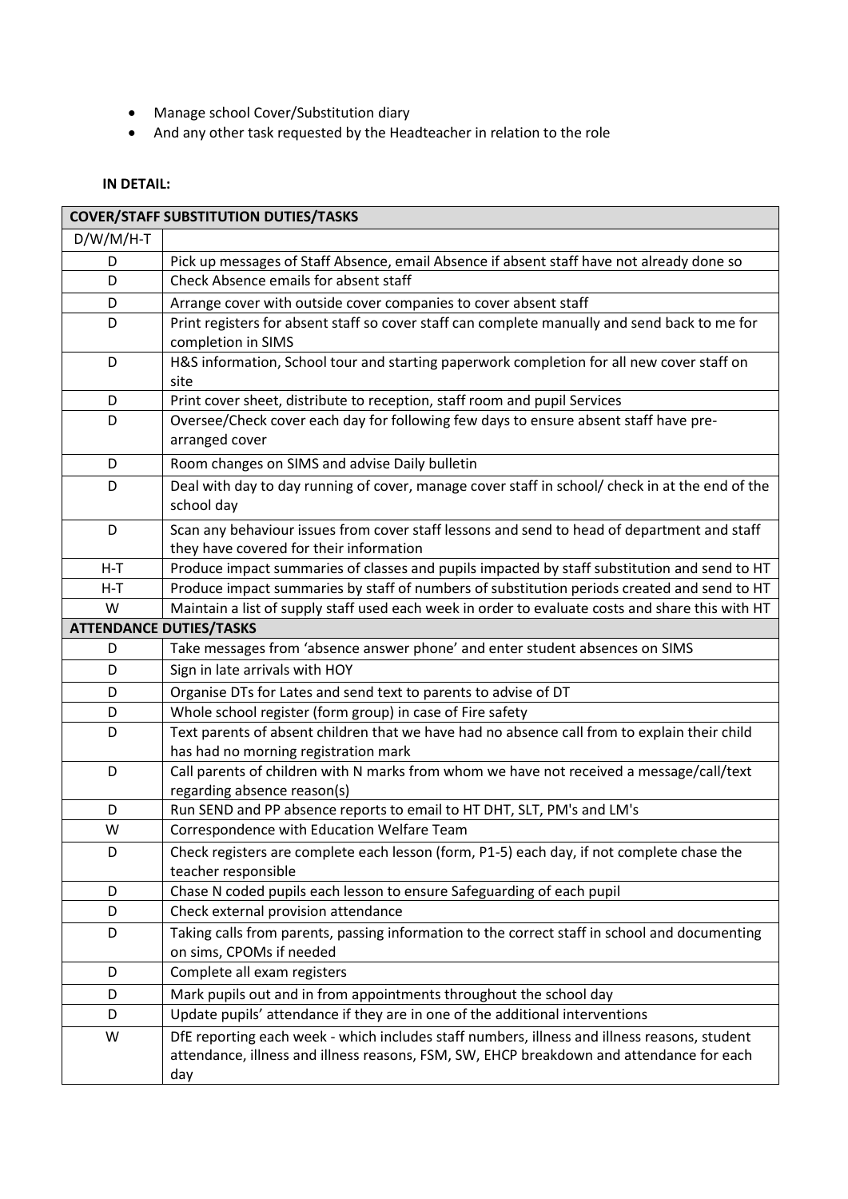- Manage school Cover/Substitution diary
- And any other task requested by the Headteacher in relation to the role

**IN DETAIL:**

| COVER/STAFF SUBSTITUTION DUTIES/TASKS | |
|---|---|
| D/W/M/H-T | |
| D | Pick up messages of Staff Absence, email Absence if absent staff have not already done so |
| D | Check Absence emails for absent staff |
| D | Arrange cover with outside cover companies to cover absent staff |
| D | Print registers for absent staff so cover staff can complete manually and send back to me for completion in SIMS |
| D | H&S information, School tour and starting paperwork completion for all new cover staff on site |
| D | Print cover sheet, distribute to reception, staff room and pupil Services |
| D | Oversee/Check cover each day for following few days to ensure absent staff have pre-arranged cover |
| D | Room changes on SIMS and advise Daily bulletin |
| D | Deal with day to day running of cover, manage cover staff in school/ check in at the end of the school day |
| D | Scan any behaviour issues from cover staff lessons and send to head of department and staff they have covered for their information |
| H-T | Produce impact summaries of classes and pupils impacted by staff substitution and send to HT |
| H-T | Produce impact summaries by staff of numbers of substitution periods created and send to HT |
| W | Maintain a list of supply staff used each week in order to evaluate costs and share this with HT |
| **ATTENDANCE DUTIES/TASKS** | |
| D | Take messages from 'absence answer phone' and enter student absences on SIMS |
| D | Sign in late arrivals with HOY |
| D | Organise DTs for Lates and send text to parents to advise of DT |
| D | Whole school register (form group) in case of Fire safety |
| D | Text parents of absent children that we have had no absence call from to explain their child has had no morning registration mark |
| D | Call parents of children with N marks from whom we have not received a message/call/text regarding absence reason(s) |
| D | Run SEND and PP absence reports to email to HT DHT, SLT, PM's and LM's |
| W | Correspondence with Education Welfare Team |
| D | Check registers are complete each lesson (form, P1-5) each day, if not complete chase the teacher responsible |
| D | Chase N coded pupils each lesson to ensure Safeguarding of each pupil |
| D | Check external provision attendance |
| D | Taking calls from parents, passing information to the correct staff in school and documenting on sims, CPOMs if needed |
| D | Complete all exam registers |
| D | Mark pupils out and in from appointments throughout the school day |
| D | Update pupils' attendance if they are in one of the additional interventions |
| W | DfE reporting each week - which includes staff numbers, illness and illness reasons, student attendance, illness and illness reasons, FSM, SW, EHCP breakdown and attendance for each day |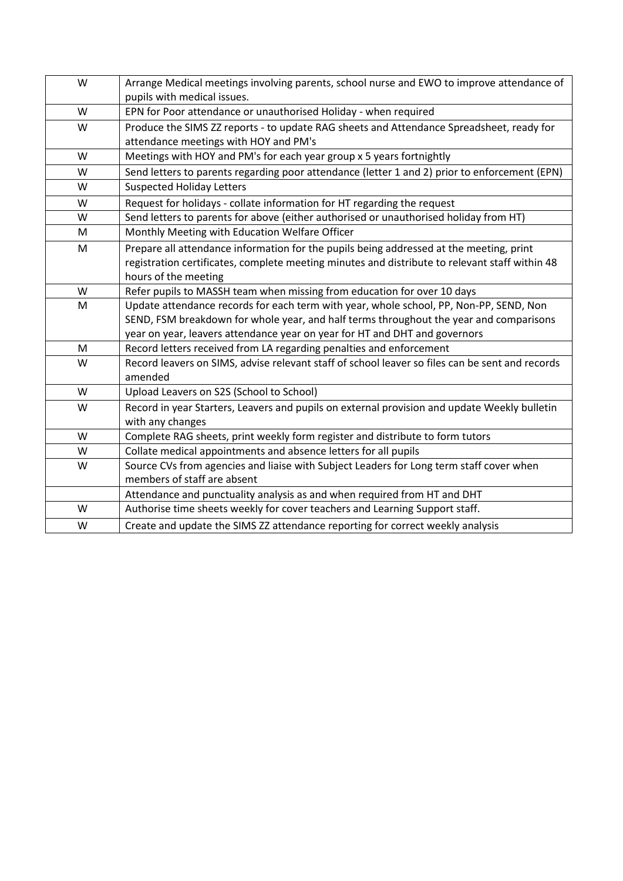| | |
|---|---|
| W | Arrange Medical meetings involving parents, school nurse and EWO to improve attendance of pupils with medical issues. |
| W | EPN for Poor attendance or unauthorised Holiday - when required |
| W | Produce the SIMS ZZ reports - to update RAG sheets and Attendance Spreadsheet, ready for attendance meetings with HOY and PM's |
| W | Meetings with HOY and PM's for each year group x 5 years fortnightly |
| W | Send letters to parents regarding poor attendance (letter 1 and 2) prior to enforcement (EPN) |
| W | Suspected Holiday Letters |
| W | Request for holidays - collate information for HT regarding the request |
| W | Send letters to parents for above (either authorised or unauthorised holiday from HT) |
| M | Monthly Meeting with Education Welfare Officer |
| M | Prepare all attendance information for the pupils being addressed at the meeting, print registration certificates, complete meeting minutes and distribute to relevant staff within 48 hours of the meeting |
| W | Refer pupils to MASSH team when missing from education for over 10 days |
| M | Update attendance records for each term with year, whole school, PP, Non-PP, SEND, Non SEND, FSM breakdown for whole year, and half terms throughout the year and comparisons year on year, leavers attendance year on year for HT and DHT and governors |
| M | Record letters received from LA regarding penalties and enforcement |
| W | Record leavers on SIMS, advise relevant staff of school leaver so files can be sent and records amended |
| W | Upload Leavers on S2S (School to School) |
| W | Record in year Starters, Leavers and pupils on external provision and update Weekly bulletin with any changes |
| W | Complete RAG sheets, print weekly form register and distribute to form tutors |
| W | Collate medical appointments and absence letters for all pupils |
| W | Source CVs from agencies and liaise with Subject Leaders for Long term staff cover when members of staff are absent |
| | Attendance and punctuality analysis as and when required from HT and DHT |
| W | Authorise time sheets weekly for cover teachers and Learning Support staff. |
| W | Create and update the SIMS ZZ attendance reporting for correct weekly analysis |